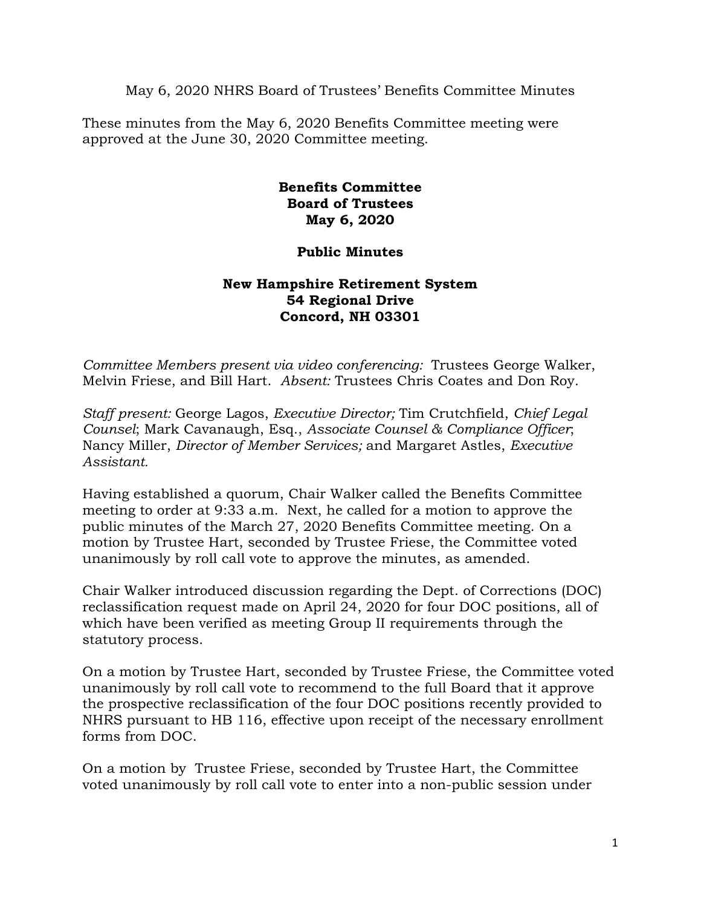May 6, 2020 NHRS Board of Trustees' Benefits Committee Minutes

These minutes from the May 6, 2020 Benefits Committee meeting were approved at the June 30, 2020 Committee meeting.

**Benefits Committee**
**Board of Trustees**
**May 6, 2020**

**Public Minutes**

**New Hampshire Retirement System**
**54 Regional Drive**
**Concord, NH 03301**

*Committee Members present via video conferencing:* Trustees George Walker, Melvin Friese, and Bill Hart. *Absent:* Trustees Chris Coates and Don Roy.

*Staff present:* George Lagos, *Executive Director;* Tim Crutchfield, *Chief Legal Counsel*; Mark Cavanaugh, Esq., *Associate Counsel & Compliance Officer*; Nancy Miller, *Director of Member Services;* and Margaret Astles, *Executive Assistant.*

Having established a quorum, Chair Walker called the Benefits Committee meeting to order at 9:33 a.m. Next, he called for a motion to approve the public minutes of the March 27, 2020 Benefits Committee meeting. On a motion by Trustee Hart, seconded by Trustee Friese, the Committee voted unanimously by roll call vote to approve the minutes, as amended.

Chair Walker introduced discussion regarding the Dept. of Corrections (DOC) reclassification request made on April 24, 2020 for four DOC positions, all of which have been verified as meeting Group II requirements through the statutory process.

On a motion by Trustee Hart, seconded by Trustee Friese, the Committee voted unanimously by roll call vote to recommend to the full Board that it approve the prospective reclassification of the four DOC positions recently provided to NHRS pursuant to HB 116, effective upon receipt of the necessary enrollment forms from DOC.

On a motion by Trustee Friese, seconded by Trustee Hart, the Committee voted unanimously by roll call vote to enter into a non-public session under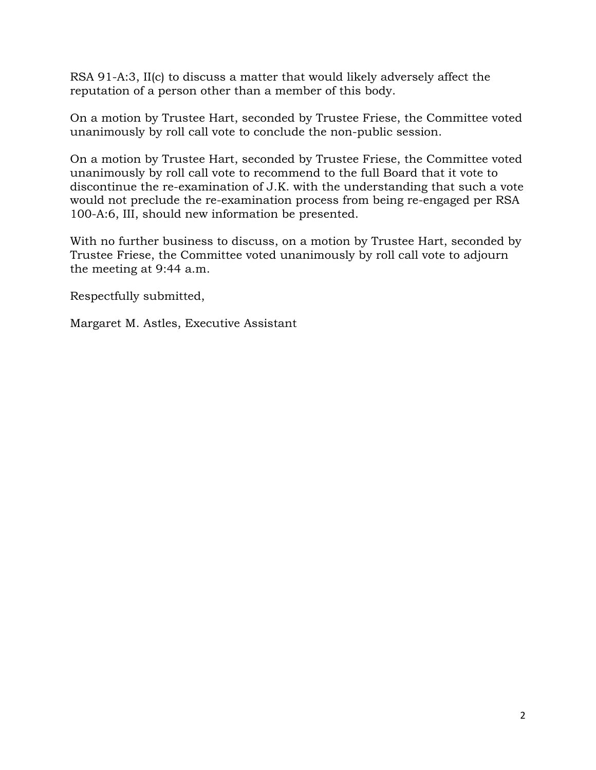RSA 91-A:3, II(c) to discuss a matter that would likely adversely affect the reputation of a person other than a member of this body.

On a motion by Trustee Hart, seconded by Trustee Friese, the Committee voted unanimously by roll call vote to conclude the non-public session.

On a motion by Trustee Hart, seconded by Trustee Friese, the Committee voted unanimously by roll call vote to recommend to the full Board that it vote to discontinue the re-examination of J.K. with the understanding that such a vote would not preclude the re-examination process from being re-engaged per RSA 100-A:6, III, should new information be presented.

With no further business to discuss, on a motion by Trustee Hart, seconded by Trustee Friese, the Committee voted unanimously by roll call vote to adjourn the meeting at 9:44 a.m.

Respectfully submitted,

Margaret M. Astles, Executive Assistant